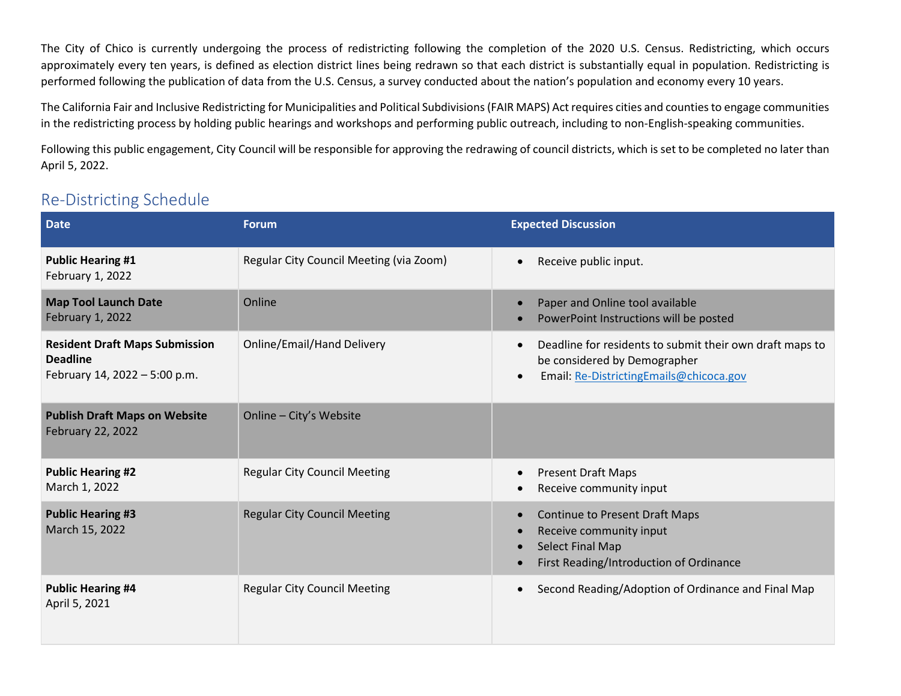The City of Chico is currently undergoing the process of redistricting following the completion of the 2020 U.S. Census. Redistricting, which occurs approximately every ten years, is defined as election district lines being redrawn so that each district is substantially equal in population. Redistricting is performed following the publication of data from the U.S. Census, a survey conducted about the nation's population and economy every 10 years.

The California Fair and Inclusive Redistricting for Municipalities and Political Subdivisions (FAIR MAPS) Act requires cities and counties to engage communities in the redistricting process by holding public hearings and workshops and performing public outreach, including to non-English-speaking communities.

Following this public engagement, City Council will be responsible for approving the redrawing of council districts, which is set to be completed no later than April 5, 2022.

## Re-Districting Schedule

| Date | Forum | Expected Discussion |
|---|---|---|
| **Public Hearing #1**<br>February 1, 2022 | Regular City Council Meeting (via Zoom) | • Receive public input. |
| **Map Tool Launch Date**<br>February 1, 2022 | Online | • Paper and Online tool available<br>• PowerPoint Instructions will be posted |
| **Resident Draft Maps Submission Deadline**<br>February 14, 2022 – 5:00 p.m. | Online/Email/Hand Delivery | • Deadline for residents to submit their own draft maps to be considered by Demographer<br>• Email: Re-DistrictingEmails@chicoca.gov |
| **Publish Draft Maps on Website**<br>February 22, 2022 | Online – City's Website | |
| **Public Hearing #2**<br>March 1, 2022 | Regular City Council Meeting | • Present Draft Maps<br>• Receive community input |
| **Public Hearing #3**<br>March 15, 2022 | Regular City Council Meeting | • Continue to Present Draft Maps<br>• Receive community input<br>• Select Final Map<br>• First Reading/Introduction of Ordinance |
| **Public Hearing #4**<br>April 5, 2021 | Regular City Council Meeting | • Second Reading/Adoption of Ordinance and Final Map |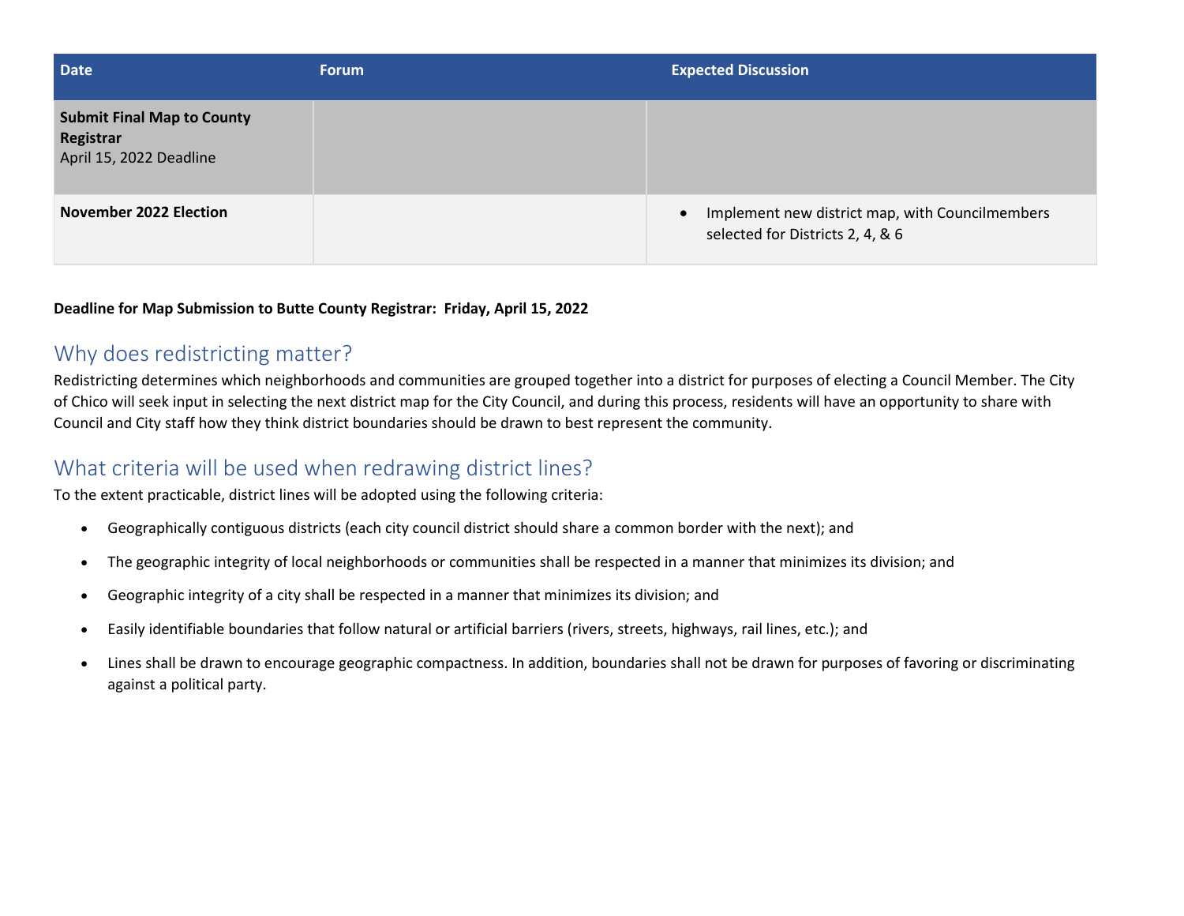| Date | Forum | Expected Discussion |
| --- | --- | --- |
| **Submit Final Map to County Registrar** April 15, 2022 Deadline | | |
| **November 2022 Election** | | • Implement new district map, with Councilmembers selected for Districts 2, 4, & 6 |

**Deadline for Map Submission to Butte County Registrar: Friday, April 15, 2022**

## Why does redistricting matter?

Redistricting determines which neighborhoods and communities are grouped together into a district for purposes of electing a Council Member. The City of Chico will seek input in selecting the next district map for the City Council, and during this process, residents will have an opportunity to share with Council and City staff how they think district boundaries should be drawn to best represent the community.

## What criteria will be used when redrawing district lines?

To the extent practicable, district lines will be adopted using the following criteria:

- Geographically contiguous districts (each city council district should share a common border with the next); and
- The geographic integrity of local neighborhoods or communities shall be respected in a manner that minimizes its division; and
- Geographic integrity of a city shall be respected in a manner that minimizes its division; and
- Easily identifiable boundaries that follow natural or artificial barriers (rivers, streets, highways, rail lines, etc.); and
- Lines shall be drawn to encourage geographic compactness. In addition, boundaries shall not be drawn for purposes of favoring or discriminating against a political party.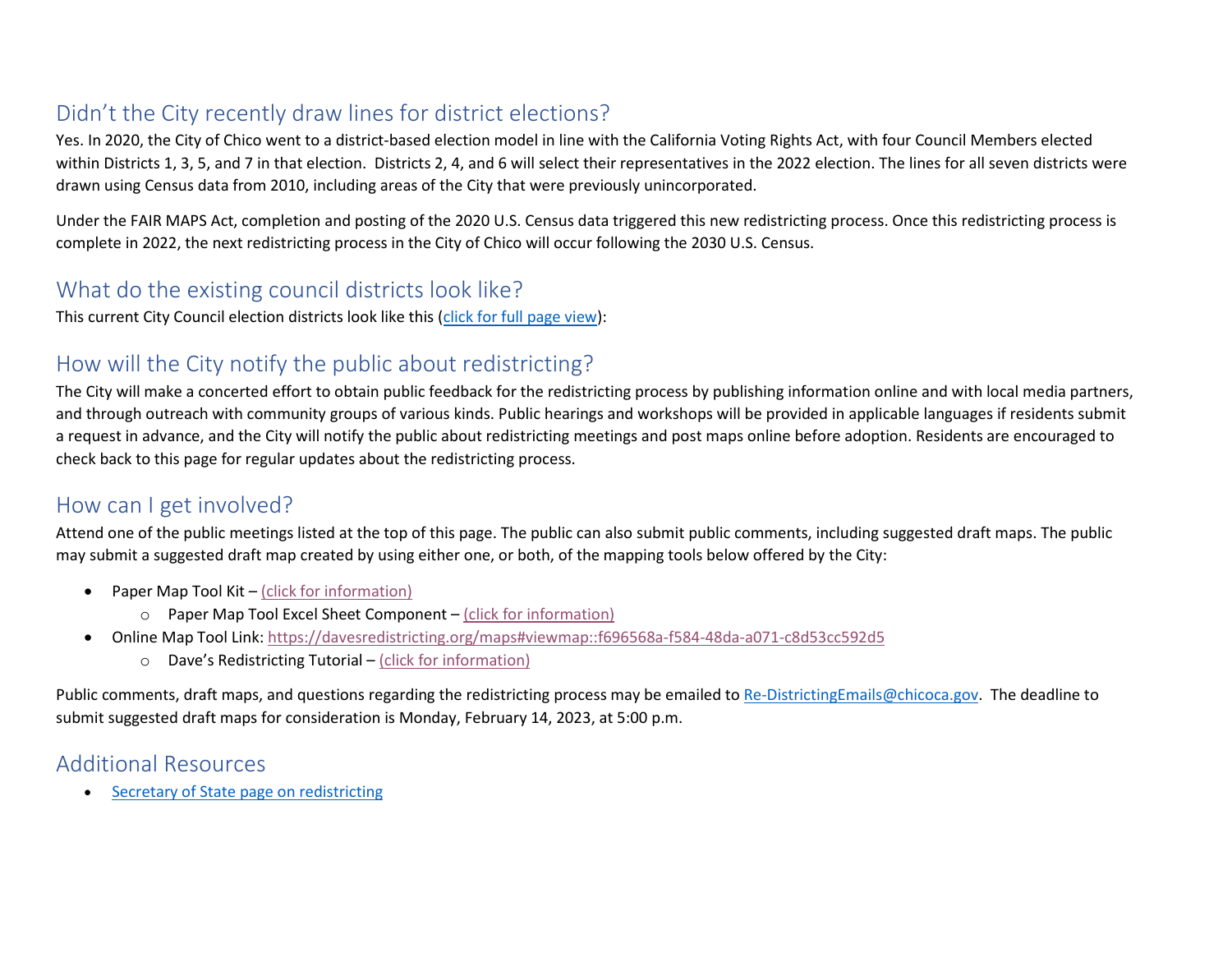## Didn't the City recently draw lines for district elections?

Yes. In 2020, the City of Chico went to a district-based election model in line with the California Voting Rights Act, with four Council Members elected within Districts 1, 3, 5, and 7 in that election. Districts 2, 4, and 6 will select their representatives in the 2022 election. The lines for all seven districts were drawn using Census data from 2010, including areas of the City that were previously unincorporated.

Under the FAIR MAPS Act, completion and posting of the 2020 U.S. Census data triggered this new redistricting process. Once this redistricting process is complete in 2022, the next redistricting process in the City of Chico will occur following the 2030 U.S. Census.

## What do the existing council districts look like?

This current City Council election districts look like this (click for full page view):

## How will the City notify the public about redistricting?

The City will make a concerted effort to obtain public feedback for the redistricting process by publishing information online and with local media partners, and through outreach with community groups of various kinds. Public hearings and workshops will be provided in applicable languages if residents submit a request in advance, and the City will notify the public about redistricting meetings and post maps online before adoption. Residents are encouraged to check back to this page for regular updates about the redistricting process.

## How can I get involved?

Attend one of the public meetings listed at the top of this page. The public can also submit public comments, including suggested draft maps. The public may submit a suggested draft map created by using either one, or both, of the mapping tools below offered by the City:

- Paper Map Tool Kit – (click for information)
  - Paper Map Tool Excel Sheet Component – (click for information)
- Online Map Tool Link: https://davesredistricting.org/maps#viewmap::f696568a-f584-48da-a071-c8d53cc592d5
  - Dave's Redistricting Tutorial – (click for information)

Public comments, draft maps, and questions regarding the redistricting process may be emailed to Re-DistrictingEmails@chicoca.gov. The deadline to submit suggested draft maps for consideration is Monday, February 14, 2023, at 5:00 p.m.

## Additional Resources

- Secretary of State page on redistricting